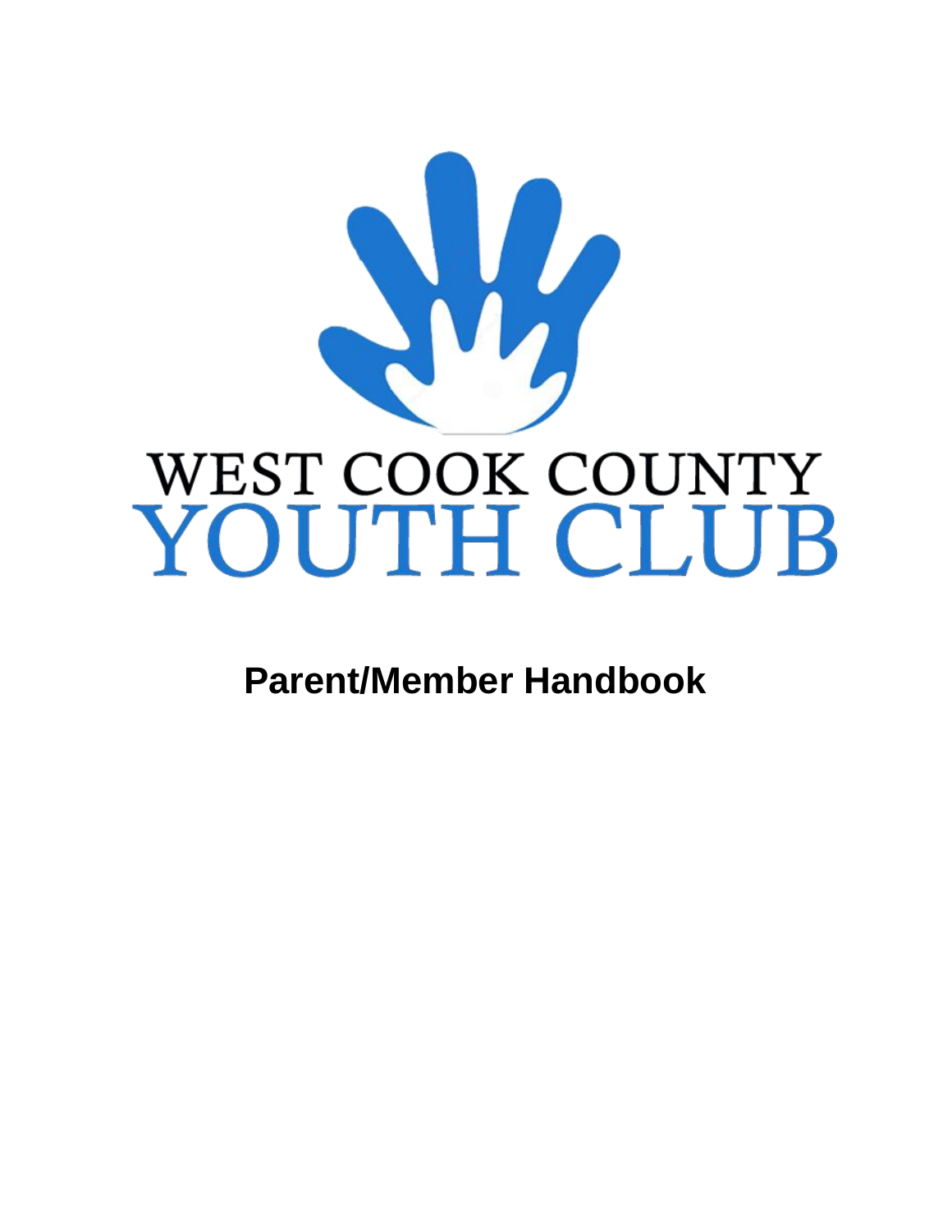WEST COOK COUNTY

# YOUTH CLUB

## Parent/Member Handbook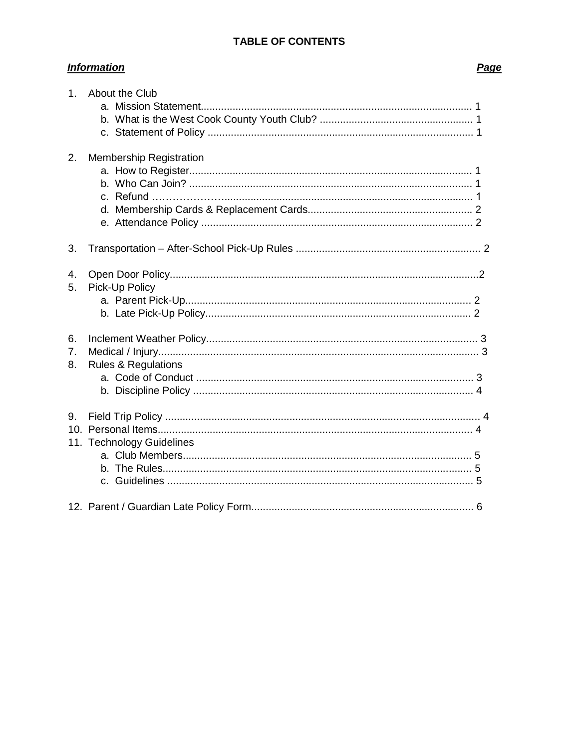# TABLE OF CONTENTS

| ***Information*** | ***Page*** |
|---|---|
| 1. About the Club | |
| a. Mission Statement | 1 |
| b. What is the West Cook County Youth Club? | 1 |
| c. Statement of Policy | 1 |
| 2. Membership Registration | |
| a. How to Register | 1 |
| b. Who Can Join? | 1 |
| c. Refund | 1 |
| d. Membership Cards & Replacement Cards | 2 |
| e. Attendance Policy | 2 |
| 3. Transportation – After-School Pick-Up Rules | 2 |
| 4. Open Door Policy | 2 |
| 5. Pick-Up Policy | |
| a. Parent Pick-Up | 2 |
| b. Late Pick-Up Policy | 2 |
| 6. Inclement Weather Policy | 3 |
| 7. Medical / Injury | 3 |
| 8. Rules & Regulations | |
| a. Code of Conduct | 3 |
| b. Discipline Policy | 4 |
| 9. Field Trip Policy | 4 |
| 10. Personal Items | 4 |
| 11. Technology Guidelines | |
| a. Club Members | 5 |
| b. The Rules | 5 |
| c. Guidelines | 5 |
| 12. Parent / Guardian Late Policy Form | 6 |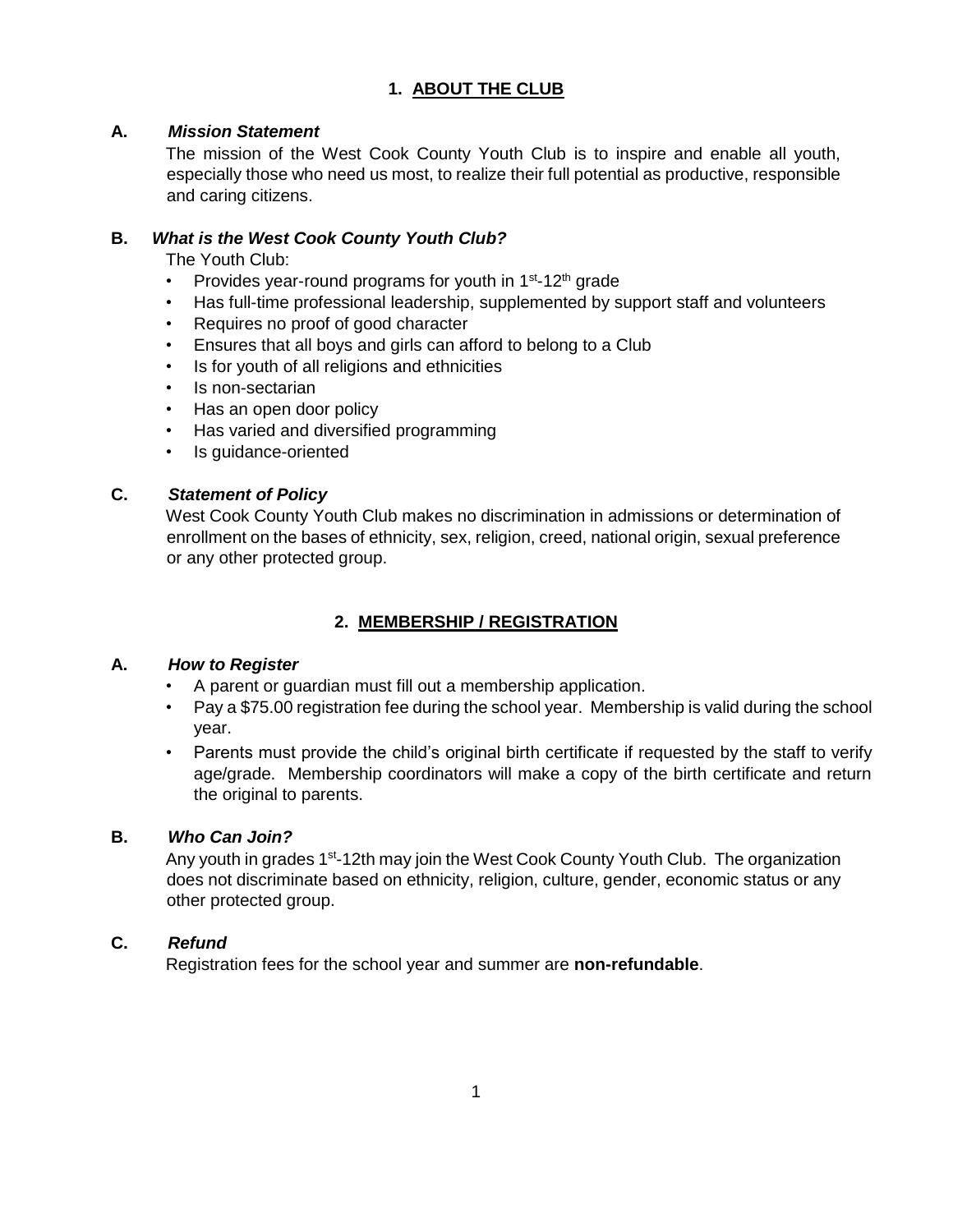## 1. ABOUT THE CLUB

**A.** ***Mission Statement***

The mission of the West Cook County Youth Club is to inspire and enable all youth, especially those who need us most, to realize their full potential as productive, responsible and caring citizens.

**B.** ***What is the West Cook County Youth Club?***

The Youth Club:

- Provides year-round programs for youth in $1^{st}$-$12^{th}$ grade
- Has full-time professional leadership, supplemented by support staff and volunteers
- Requires no proof of good character
- Ensures that all boys and girls can afford to belong to a Club
- Is for youth of all religions and ethnicities
- Is non-sectarian
- Has an open door policy
- Has varied and diversified programming
- Is guidance-oriented

**C.** ***Statement of Policy***

West Cook County Youth Club makes no discrimination in admissions or determination of enrollment on the bases of ethnicity, sex, religion, creed, national origin, sexual preference or any other protected group.

## 2. MEMBERSHIP / REGISTRATION

**A.** ***How to Register***

- A parent or guardian must fill out a membership application.
- Pay a $75.00 registration fee during the school year. Membership is valid during the school year.
- Parents must provide the child's original birth certificate if requested by the staff to verify age/grade. Membership coordinators will make a copy of the birth certificate and return the original to parents.

**B.** ***Who Can Join?***

Any youth in grades $1^{st}$-12th may join the West Cook County Youth Club. The organization does not discriminate based on ethnicity, religion, culture, gender, economic status or any other protected group.

**C.** ***Refund***

Registration fees for the school year and summer are **non-refundable**.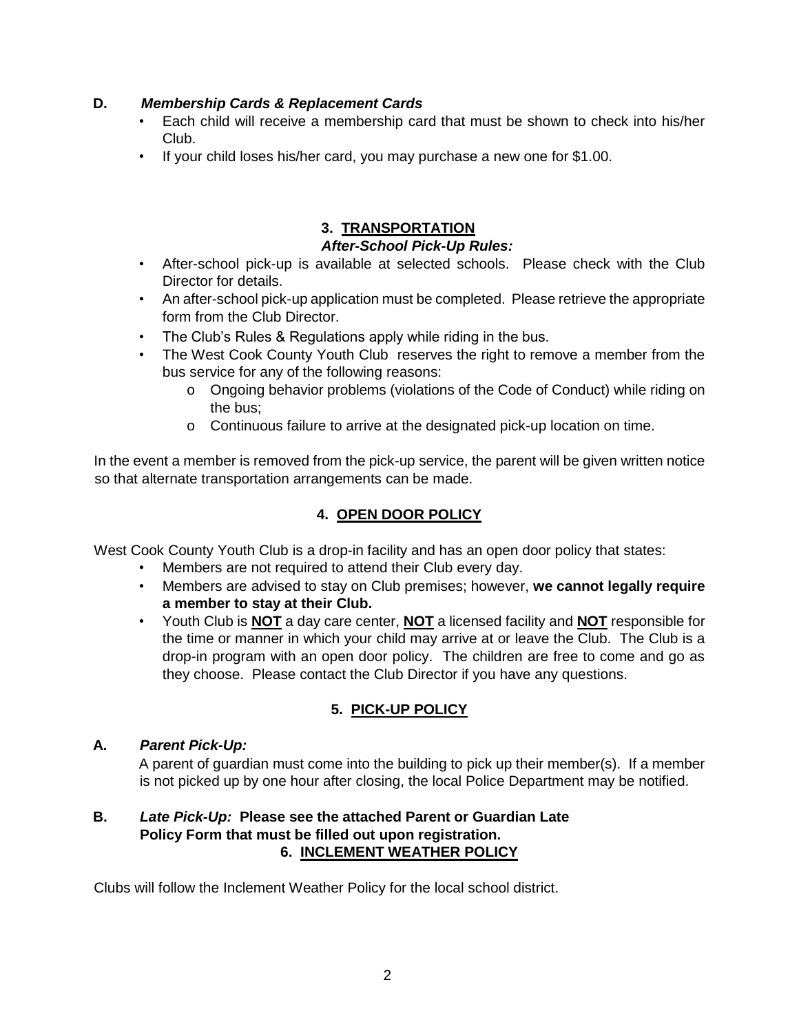**D.** ***Membership Cards & Replacement Cards***

- Each child will receive a membership card that must be shown to check into his/her Club.
- If your child loses his/her card, you may purchase a new one for $1.00.

## 3. TRANSPORTATION

***After-School Pick-Up Rules:***

- After-school pick-up is available at selected schools. Please check with the Club Director for details.
- An after-school pick-up application must be completed. Please retrieve the appropriate form from the Club Director.
- The Club's Rules & Regulations apply while riding in the bus.
- The West Cook County Youth Club reserves the right to remove a member from the bus service for any of the following reasons:
  - Ongoing behavior problems (violations of the Code of Conduct) while riding on the bus;
  - Continuous failure to arrive at the designated pick-up location on time.

In the event a member is removed from the pick-up service, the parent will be given written notice so that alternate transportation arrangements can be made.

## 4. OPEN DOOR POLICY

West Cook County Youth Club is a drop-in facility and has an open door policy that states:

- Members are not required to attend their Club every day.
- Members are advised to stay on Club premises; however, **we cannot legally require a member to stay at their Club.**
- Youth Club is **NOT** a day care center, **NOT** a licensed facility and **NOT** responsible for the time or manner in which your child may arrive at or leave the Club. The Club is a drop-in program with an open door policy. The children are free to come and go as they choose. Please contact the Club Director if you have any questions.

## 5. PICK-UP POLICY

**A.** ***Parent Pick-Up:***

A parent of guardian must come into the building to pick up their member(s). If a member is not picked up by one hour after closing, the local Police Department may be notified.

**B.** ***Late Pick-Up:*** **Please see the attached Parent or Guardian Late Policy Form that must be filled out upon registration.**

## 6. INCLEMENT WEATHER POLICY

Clubs will follow the Inclement Weather Policy for the local school district.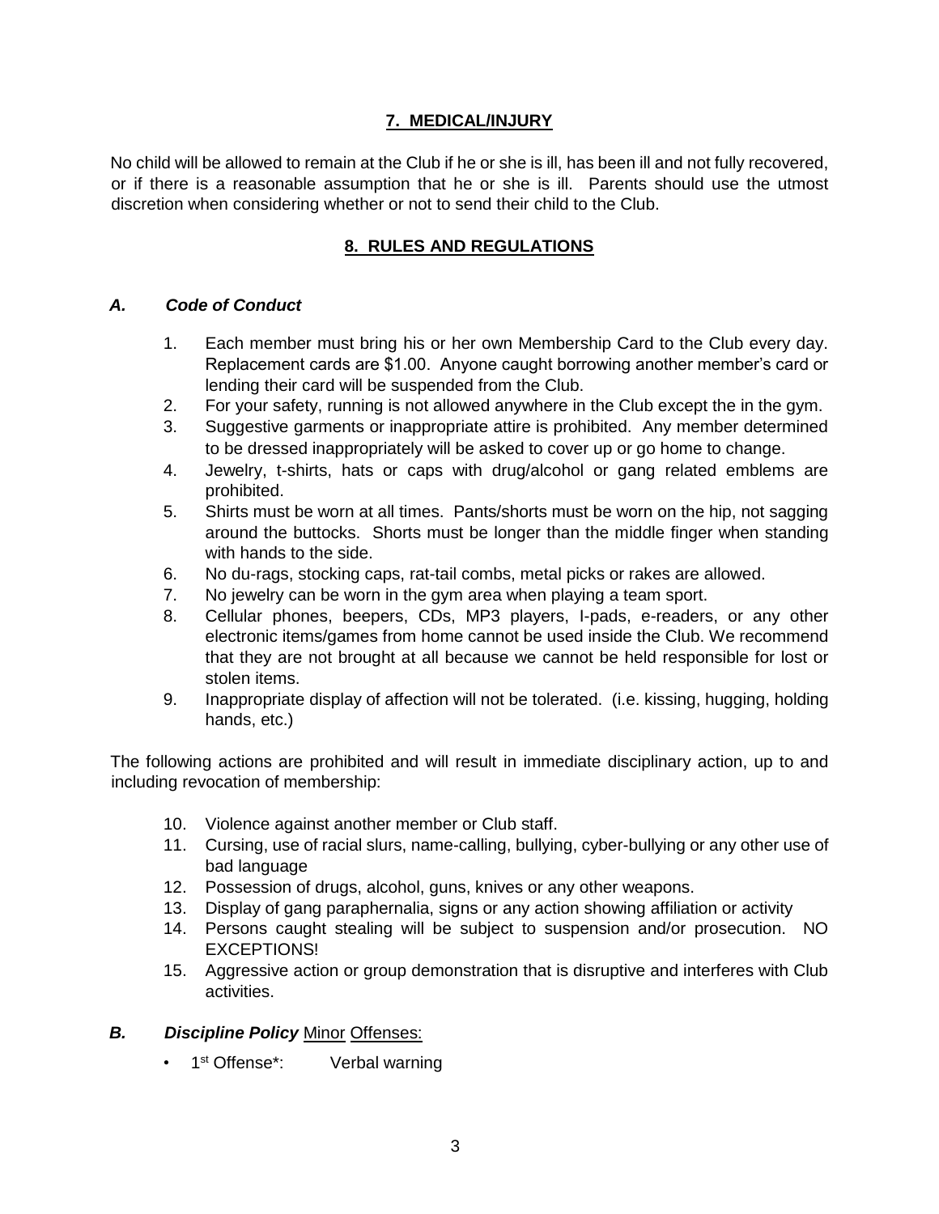## 7. MEDICAL/INJURY

No child will be allowed to remain at the Club if he or she is ill, has been ill and not fully recovered, or if there is a reasonable assumption that he or she is ill. Parents should use the utmost discretion when considering whether or not to send their child to the Club.

## 8. RULES AND REGULATIONS

### *A. Code of Conduct*

1. Each member must bring his or her own Membership Card to the Club every day. Replacement cards are $1.00. Anyone caught borrowing another member's card or lending their card will be suspended from the Club.
2. For your safety, running is not allowed anywhere in the Club except the in the gym.
3. Suggestive garments or inappropriate attire is prohibited. Any member determined to be dressed inappropriately will be asked to cover up or go home to change.
4. Jewelry, t-shirts, hats or caps with drug/alcohol or gang related emblems are prohibited.
5. Shirts must be worn at all times. Pants/shorts must be worn on the hip, not sagging around the buttocks. Shorts must be longer than the middle finger when standing with hands to the side.
6. No du-rags, stocking caps, rat-tail combs, metal picks or rakes are allowed.
7. No jewelry can be worn in the gym area when playing a team sport.
8. Cellular phones, beepers, CDs, MP3 players, I-pads, e-readers, or any other electronic items/games from home cannot be used inside the Club. We recommend that they are not brought at all because we cannot be held responsible for lost or stolen items.
9. Inappropriate display of affection will not be tolerated. (i.e. kissing, hugging, holding hands, etc.)

The following actions are prohibited and will result in immediate disciplinary action, up to and including revocation of membership:

10. Violence against another member or Club staff.
11. Cursing, use of racial slurs, name-calling, bullying, cyber-bullying or any other use of bad language
12. Possession of drugs, alcohol, guns, knives or any other weapons.
13. Display of gang paraphernalia, signs or any action showing affiliation or activity
14. Persons caught stealing will be subject to suspension and/or prosecution. NO EXCEPTIONS!
15. Aggressive action or group demonstration that is disruptive and interferes with Club activities.

### *B. Discipline Policy* Minor Offenses:

- 1st Offense*: Verbal warning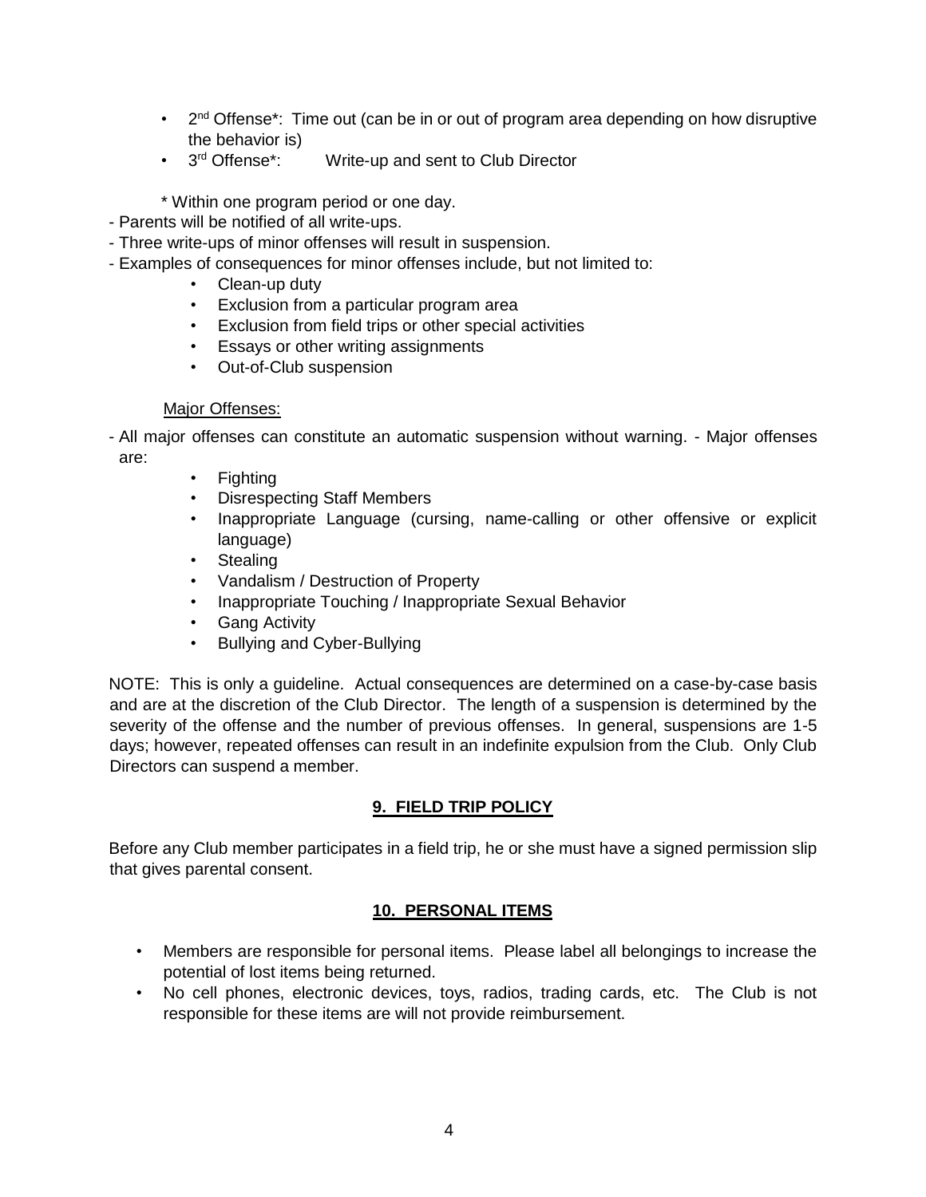- 2nd Offense*: Time out (can be in or out of program area depending on how disruptive the behavior is)
- 3rd Offense*: Write-up and sent to Club Director

\* Within one program period or one day.

- Parents will be notified of all write-ups.
- Three write-ups of minor offenses will result in suspension.
- Examples of consequences for minor offenses include, but not limited to:
  - Clean-up duty
  - Exclusion from a particular program area
  - Exclusion from field trips or other special activities
  - Essays or other writing assignments
  - Out-of-Club suspension

Major Offenses:

- All major offenses can constitute an automatic suspension without warning. - Major offenses are:
  - Fighting
  - Disrespecting Staff Members
  - Inappropriate Language (cursing, name-calling or other offensive or explicit language)
  - Stealing
  - Vandalism / Destruction of Property
  - Inappropriate Touching / Inappropriate Sexual Behavior
  - Gang Activity
  - Bullying and Cyber-Bullying

NOTE: This is only a guideline. Actual consequences are determined on a case-by-case basis and are at the discretion of the Club Director. The length of a suspension is determined by the severity of the offense and the number of previous offenses. In general, suspensions are 1-5 days; however, repeated offenses can result in an indefinite expulsion from the Club. Only Club Directors can suspend a member.

## 9. FIELD TRIP POLICY

Before any Club member participates in a field trip, he or she must have a signed permission slip that gives parental consent.

## 10. PERSONAL ITEMS

- Members are responsible for personal items. Please label all belongings to increase the potential of lost items being returned.
- No cell phones, electronic devices, toys, radios, trading cards, etc. The Club is not responsible for these items are will not provide reimbursement.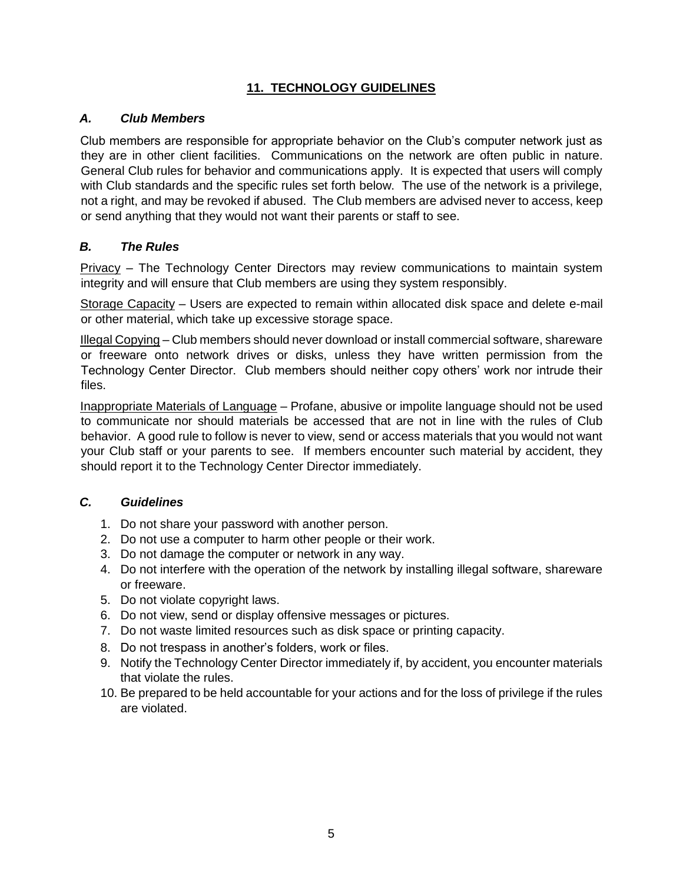## 11. TECHNOLOGY GUIDELINES

### *A. Club Members*

Club members are responsible for appropriate behavior on the Club's computer network just as they are in other client facilities. Communications on the network are often public in nature. General Club rules for behavior and communications apply. It is expected that users will comply with Club standards and the specific rules set forth below. The use of the network is a privilege, not a right, and may be revoked if abused. The Club members are advised never to access, keep or send anything that they would not want their parents or staff to see.

### *B. The Rules*

Privacy – The Technology Center Directors may review communications to maintain system integrity and will ensure that Club members are using they system responsibly.

Storage Capacity – Users are expected to remain within allocated disk space and delete e-mail or other material, which take up excessive storage space.

Illegal Copying – Club members should never download or install commercial software, shareware or freeware onto network drives or disks, unless they have written permission from the Technology Center Director. Club members should neither copy others' work nor intrude their files.

Inappropriate Materials of Language – Profane, abusive or impolite language should not be used to communicate nor should materials be accessed that are not in line with the rules of Club behavior. A good rule to follow is never to view, send or access materials that you would not want your Club staff or your parents to see. If members encounter such material by accident, they should report it to the Technology Center Director immediately.

### *C. Guidelines*

1. Do not share your password with another person.
2. Do not use a computer to harm other people or their work.
3. Do not damage the computer or network in any way.
4. Do not interfere with the operation of the network by installing illegal software, shareware or freeware.
5. Do not violate copyright laws.
6. Do not view, send or display offensive messages or pictures.
7. Do not waste limited resources such as disk space or printing capacity.
8. Do not trespass in another's folders, work or files.
9. Notify the Technology Center Director immediately if, by accident, you encounter materials that violate the rules.
10. Be prepared to be held accountable for your actions and for the loss of privilege if the rules are violated.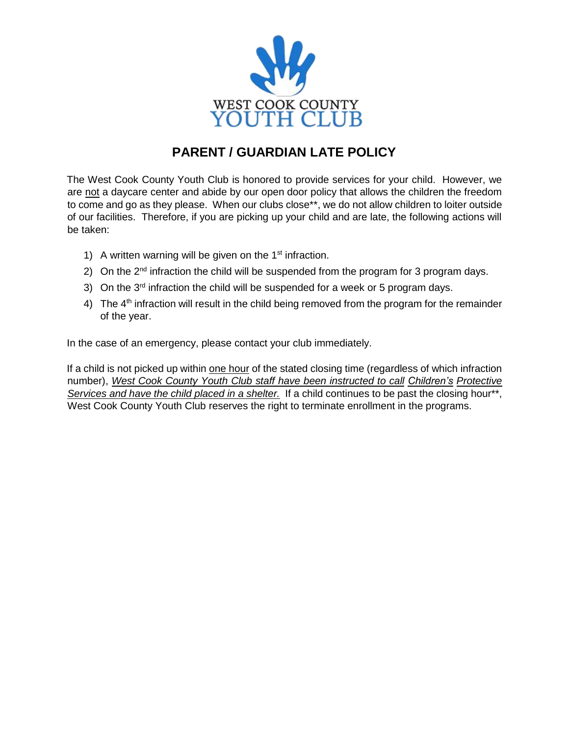WEST COOK COUNTY
YOUTH CLUB

# PARENT / GUARDIAN LATE POLICY

The West Cook County Youth Club is honored to provide services for your child. However, we are not a daycare center and abide by our open door policy that allows the children the freedom to come and go as they please. When our clubs close**, we do not allow children to loiter outside of our facilities. Therefore, if you are picking up your child and are late, the following actions will be taken:

1) A written warning will be given on the 1st infraction.
2) On the 2nd infraction the child will be suspended from the program for 3 program days.
3) On the 3rd infraction the child will be suspended for a week or 5 program days.
4) The 4th infraction will result in the child being removed from the program for the remainder of the year.

In the case of an emergency, please contact your club immediately.

If a child is not picked up within one hour of the stated closing time (regardless of which infraction number), *West Cook County Youth Club staff have been instructed to call Children's Protective Services and have the child placed in a shelter.* If a child continues to be past the closing hour**, West Cook County Youth Club reserves the right to terminate enrollment in the programs.